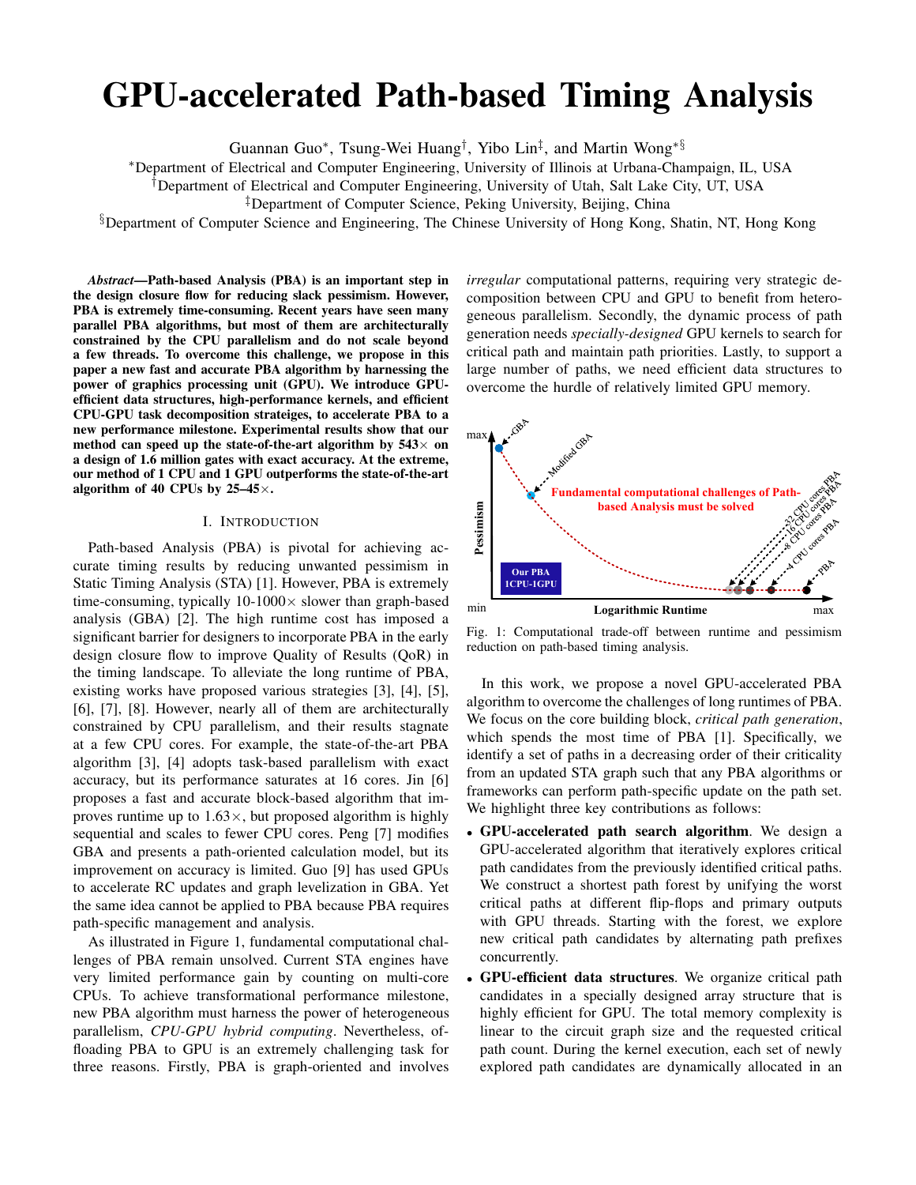# GPU-accelerated Path-based Timing Analysis

Guannan Guo*, Tsung-Wei Huang†, Yibo Lin‡, and Martin Wong*§

*Department of Electrical and Computer Engineering, University of Illinois at Urbana-Champaign, IL, USA

†Department of Electrical and Computer Engineering, University of Utah, Salt Lake City, UT, USA

‡Department of Computer Science, Peking University, Beijing, China

§Department of Computer Science and Engineering, The Chinese University of Hong Kong, Shatin, NT, Hong Kong

***Abstract*—Path-based Analysis (PBA) is an important step in the design closure flow for reducing slack pessimism. However, PBA is extremely time-consuming. Recent years have seen many parallel PBA algorithms, but most of them are architecturally constrained by the CPU parallelism and do not scale beyond a few threads. To overcome this challenge, we propose in this paper a new fast and accurate PBA algorithm by harnessing the power of graphics processing unit (GPU). We introduce GPU-efficient data structures, high-performance kernels, and efficient CPU-GPU task decomposition strateiges, to accelerate PBA to a new performance milestone. Experimental results show that our method can speed up the state-of-the-art algorithm by 543× on a design of 1.6 million gates with exact accuracy. At the extreme, our method of 1 CPU and 1 GPU outperforms the state-of-the-art algorithm of 40 CPUs by 25–45×.**

## I. Introduction

Path-based Analysis (PBA) is pivotal for achieving accurate timing results by reducing unwanted pessimism in Static Timing Analysis (STA) [1]. However, PBA is extremely time-consuming, typically 10-1000× slower than graph-based analysis (GBA) [2]. The high runtime cost has imposed a significant barrier for designers to incorporate PBA in the early design closure flow to improve Quality of Results (QoR) in the timing landscape. To alleviate the long runtime of PBA, existing works have proposed various strategies [3], [4], [5], [6], [7], [8]. However, nearly all of them are architecturally constrained by CPU parallelism, and their results stagnate at a few CPU cores. For example, the state-of-the-art PBA algorithm [3], [4] adopts task-based parallelism with exact accuracy, but its performance saturates at 16 cores. Jin [6] proposes a fast and accurate block-based algorithm that improves runtime up to 1.63×, but proposed algorithm is highly sequential and scales to fewer CPU cores. Peng [7] modifies GBA and presents a path-oriented calculation model, but its improvement on accuracy is limited. Guo [9] has used GPUs to accelerate RC updates and graph levelization in GBA. Yet the same idea cannot be applied to PBA because PBA requires path-specific management and analysis.

As illustrated in Figure 1, fundamental computational challenges of PBA remain unsolved. Current STA engines have very limited performance gain by counting on multi-core CPUs. To achieve transformational performance milestone, new PBA algorithm must harness the power of heterogeneous parallelism, *CPU-GPU hybrid computing*. Nevertheless, offloading PBA to GPU is an extremely challenging task for three reasons. Firstly, PBA is graph-oriented and involves *irregular* computational patterns, requiring very strategic decomposition between CPU and GPU to benefit from heterogeneous parallelism. Secondly, the dynamic process of path generation needs *specially-designed* GPU kernels to search for critical path and maintain path priorities. Lastly, to support a large number of paths, we need efficient data structures to overcome the hurdle of relatively limited GPU memory.

max

min

Pessimism

Logarithmic Runtime

max

GBA

Modified GBA

Fundamental computational challenges of Path-based Analysis must be solved

32 CPU cores PBA

16 CPU cores PBA

8 CPU cores PBA

4 CPU cores PBA

PBA

Our PBA 1CPU-1GPU

Fig. 1: Computational trade-off between runtime and pessimism reduction on path-based timing analysis.

In this work, we propose a novel GPU-accelerated PBA algorithm to overcome the challenges of long runtimes of PBA. We focus on the core building block, *critical path generation*, which spends the most time of PBA [1]. Specifically, we identify a set of paths in a decreasing order of their criticality from an updated STA graph such that any PBA algorithms or frameworks can perform path-specific update on the path set. We highlight three key contributions as follows:

- **GPU-accelerated path search algorithm**. We design a GPU-accelerated algorithm that iteratively explores critical path candidates from the previously identified critical paths. We construct a shortest path forest by unifying the worst critical paths at different flip-flops and primary outputs with GPU threads. Starting with the forest, we explore new critical path candidates by alternating path prefixes concurrently.
- **GPU-efficient data structures**. We organize critical path candidates in a specially designed array structure that is highly efficient for GPU. The total memory complexity is linear to the circuit graph size and the requested critical path count. During the kernel execution, each set of newly explored path candidates are dynamically allocated in an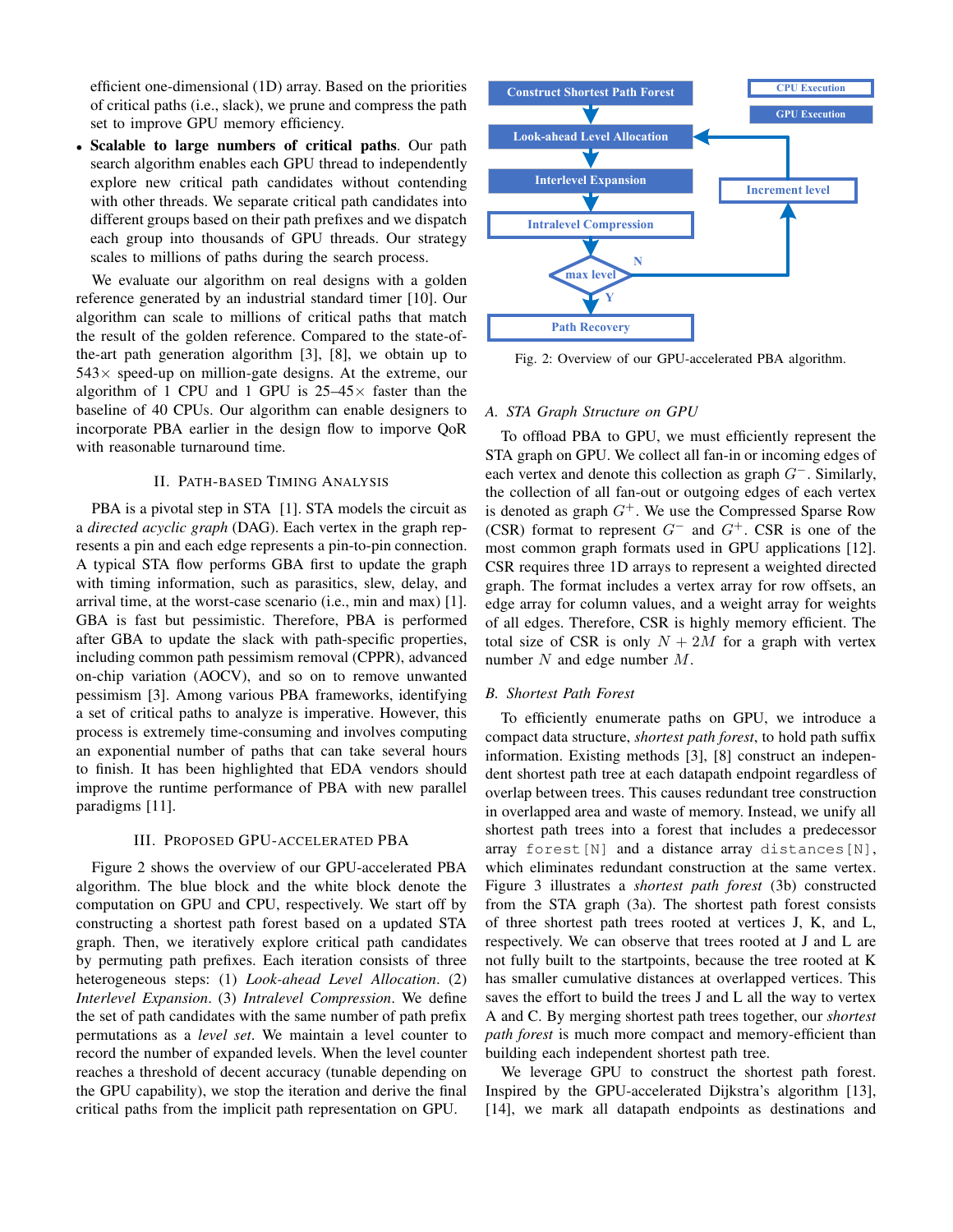efficient one-dimensional (1D) array. Based on the priorities of critical paths (i.e., slack), we prune and compress the path set to improve GPU memory efficiency.

- **Scalable to large numbers of critical paths**. Our path search algorithm enables each GPU thread to independently explore new critical path candidates without contending with other threads. We separate critical path candidates into different groups based on their path prefixes and we dispatch each group into thousands of GPU threads. Our strategy scales to millions of paths during the search process.

We evaluate our algorithm on real designs with a golden reference generated by an industrial standard timer [10]. Our algorithm can scale to millions of critical paths that match the result of the golden reference. Compared to the state-of-the-art path generation algorithm [3], [8], we obtain up to 543× speed-up on million-gate designs. At the extreme, our algorithm of 1 CPU and 1 GPU is 25–45× faster than the baseline of 40 CPUs. Our algorithm can enable designers to incorporate PBA earlier in the design flow to improve QoR with reasonable turnaround time.

## II. Path-Based Timing Analysis

PBA is a pivotal step in STA [1]. STA models the circuit as a *directed acyclic graph* (DAG). Each vertex in the graph represents a pin and each edge represents a pin-to-pin connection. A typical STA flow performs GBA first to update the graph with timing information, such as parasitics, slew, delay, and arrival time, at the worst-case scenario (i.e., min and max) [1]. GBA is fast but pessimistic. Therefore, PBA is performed after GBA to update the slack with path-specific properties, including common path pessimism removal (CPPR), advanced on-chip variation (AOCV), and so on to remove unwanted pessimism [3]. Among various PBA frameworks, identifying a set of critical paths to analyze is imperative. However, this process is extremely time-consuming and involves computing an exponential number of paths that can take several hours to finish. It has been highlighted that EDA vendors should improve the runtime performance of PBA with new parallel paradigms [11].

## III. Proposed GPU-accelerated PBA

Figure 2 shows the overview of our GPU-accelerated PBA algorithm. The blue block and the white block denote the computation on GPU and CPU, respectively. We start off by constructing a shortest path forest based on a updated STA graph. Then, we iteratively explore critical path candidates by permuting path prefixes. Each iteration consists of three heterogeneous steps: (1) *Look-ahead Level Allocation*. (2) *Interlevel Expansion*. (3) *Intralevel Compression*. We define the set of path candidates with the same number of path prefix permutations as a *level set*. We maintain a level counter to record the number of expanded levels. When the level counter reaches a threshold of decent accuracy (tunable depending on the GPU capability), we stop the iteration and derive the final critical paths from the implicit path representation on GPU.

Construct Shortest Path Forest
Look-ahead Level Allocation
Interlevel Expansion
Intralevel Compression
max level
N
Y
Path Recovery
Increment level
CPU Execution
GPU Execution

Fig. 2: Overview of our GPU-accelerated PBA algorithm.

### A. STA Graph Structure on GPU

To offload PBA to GPU, we must efficiently represent the STA graph on GPU. We collect all fan-in or incoming edges of each vertex and denote this collection as graph $G^{-}$. Similarly, the collection of all fan-out or outgoing edges of each vertex is denoted as graph $G^{+}$. We use the Compressed Sparse Row (CSR) format to represent $G^{-}$ and $G^{+}$. CSR is one of the most common graph formats used in GPU applications [12]. CSR requires three 1D arrays to represent a weighted directed graph. The format includes a vertex array for row offsets, an edge array for column values, and a weight array for weights of all edges. Therefore, CSR is highly memory efficient. The total size of CSR is only $N + 2M$ for a graph with vertex number $N$ and edge number $M$.

### B. Shortest Path Forest

To efficiently enumerate paths on GPU, we introduce a compact data structure, *shortest path forest*, to hold path suffix information. Existing methods [3], [8] construct an independent shortest path tree at each datapath endpoint regardless of overlap between trees. This causes redundant tree construction in overlapped area and waste of memory. Instead, we unify all shortest path trees into a forest that includes a predecessor array `forest[N]` and a distance array `distances[N]`, which eliminates redundant construction at the same vertex. Figure 3 illustrates a *shortest path forest* (3b) constructed from the STA graph (3a). The shortest path forest consists of three shortest path trees rooted at vertices J, K, and L, respectively. We can observe that trees rooted at J and L are not fully built to the startpoints, because the tree rooted at K has smaller cumulative distances at overlapped vertices. This saves the effort to build the trees J and L all the way to vertex A and C. By merging shortest path trees together, our *shortest path forest* is much more compact and memory-efficient than building each independent shortest path tree.

We leverage GPU to construct the shortest path forest. Inspired by the GPU-accelerated Dijkstra's algorithm [13], [14], we mark all datapath endpoints as destinations and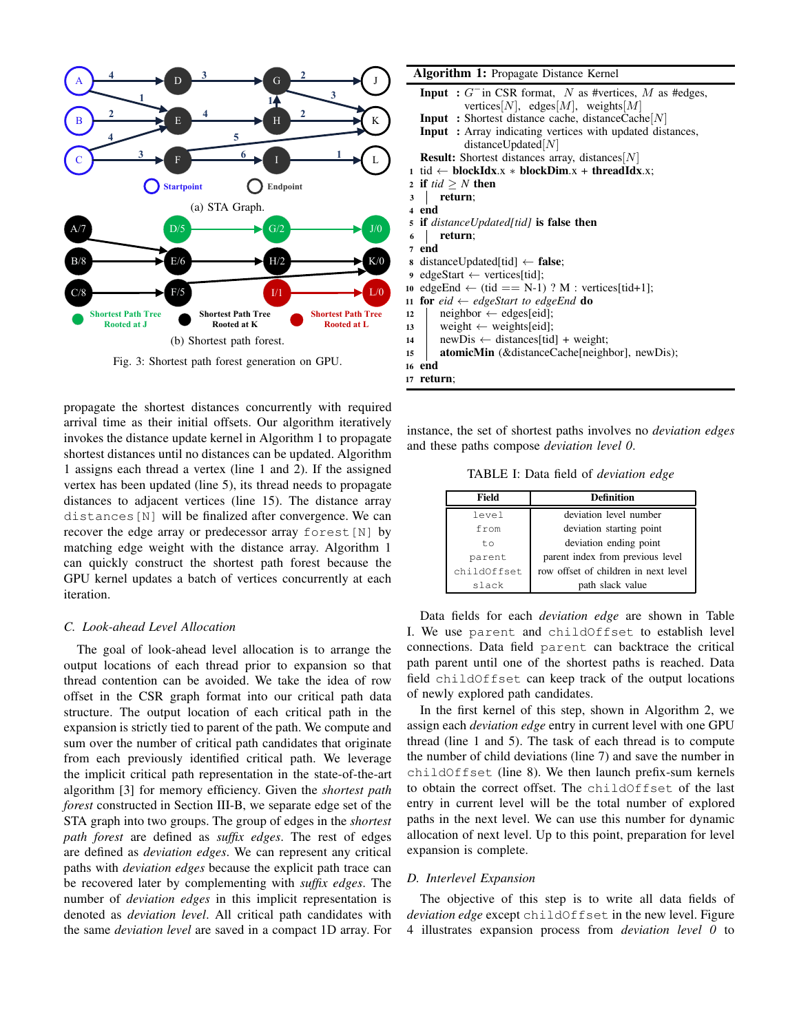(a) STA Graph.

(b) Shortest path forest.

Fig. 3: Shortest path forest generation on GPU.

**Algorithm 1:** Propagate Distance Kernel

```
Input  : G^- in CSR format, N as #vertices, M as #edges,
         vertices[N], edges[M], weights[M]
Input  : Shortest distance cache, distanceCache[N]
Input  : Array indicating vertices with updated distances,
         distanceUpdated[N]
Result: Shortest distances array, distances[N]
1  tid ← blockIdx.x * blockDim.x + threadIdx.x;
2  if tid ≥ N then
3  |  return;
4  end
5  if distanceUpdated[tid] is false then
6  |  return;
7  end
8  distanceUpdated[tid] ← false;
9  edgeStart ← vertices[tid];
10 edgeEnd ← (tid == N-1) ? M : vertices[tid+1];
11 for eid ← edgeStart to edgeEnd do
12 |  neighbor ← edges[eid];
13 |  weight ← weights[eid];
14 |  newDis ← distances[tid] + weight;
15 |  atomicMin (&distanceCache[neighbor], newDis);
16 end
17 return;
```

propagate the shortest distances concurrently with required arrival time as their initial offsets. Our algorithm iteratively invokes the distance update kernel in Algorithm 1 to propagate shortest distances until no distances can be updated. Algorithm 1 assigns each thread a vertex (line 1 and 2). If the assigned vertex has been updated (line 5), its thread needs to propagate distances to adjacent vertices (line 15). The distance array `distances[N]` will be finalized after convergence. We can recover the edge array or predecessor array `forest[N]` by matching edge weight with the distance array. Algorithm 1 can quickly construct the shortest path forest because the GPU kernel updates a batch of vertices concurrently at each iteration.

### C. Look-ahead Level Allocation

The goal of look-ahead level allocation is to arrange the output locations of each thread prior to expansion so that thread contention can be avoided. We take the idea of row offset in the CSR graph format into our critical path data structure. The output location of each critical path in the expansion is strictly tied to parent of the path. We compute and sum over the number of critical path candidates that originate from each previously identified critical path. We leverage the implicit critical path representation in the state-of-the-art algorithm [3] for memory efficiency. Given the *shortest path forest* constructed in Section III-B, we separate edge set of the STA graph into two groups. The group of edges in the *shortest path forest* are defined as *suffix edges*. The rest of edges are defined as *deviation edges*. We can represent any critical paths with *deviation edges* because the explicit path trace can be recovered later by complementing with *suffix edges*. The number of *deviation edges* in this implicit representation is denoted as *deviation level*. All critical path candidates with the same *deviation level* are saved in a compact 1D array. For instance, the set of shortest paths involves no *deviation edges* and these paths compose *deviation level 0*.

TABLE I: Data field of *deviation edge*

| Field | Definition |
|---|---|
| `level` | deviation level number |
| `from` | deviation starting point |
| `to` | deviation ending point |
| `parent` | parent index from previous level |
| `childOffset` | row offset of children in next level |
| `slack` | path slack value |

Data fields for each *deviation edge* are shown in Table I. We use `parent` and `childOffset` to establish level connections. Data field `parent` can backtrace the critical path parent until one of the shortest paths is reached. Data field `childOffset` can keep track of the output locations of newly explored path candidates.

In the first kernel of this step, shown in Algorithm 2, we assign each *deviation edge* entry in current level with one GPU thread (line 1 and 5). The task of each thread is to compute the number of child deviations (line 7) and save the number in `childOffset` (line 8). We then launch prefix-sum kernels to obtain the correct offset. The `childOffset` of the last entry in current level will be the total number of explored paths in the next level. We can use this number for dynamic allocation of next level. Up to this point, preparation for level expansion is complete.

### D. Interlevel Expansion

The objective of this step is to write all data fields of *deviation edge* except `childOffset` in the new level. Figure 4 illustrates expansion process from *deviation level 0* to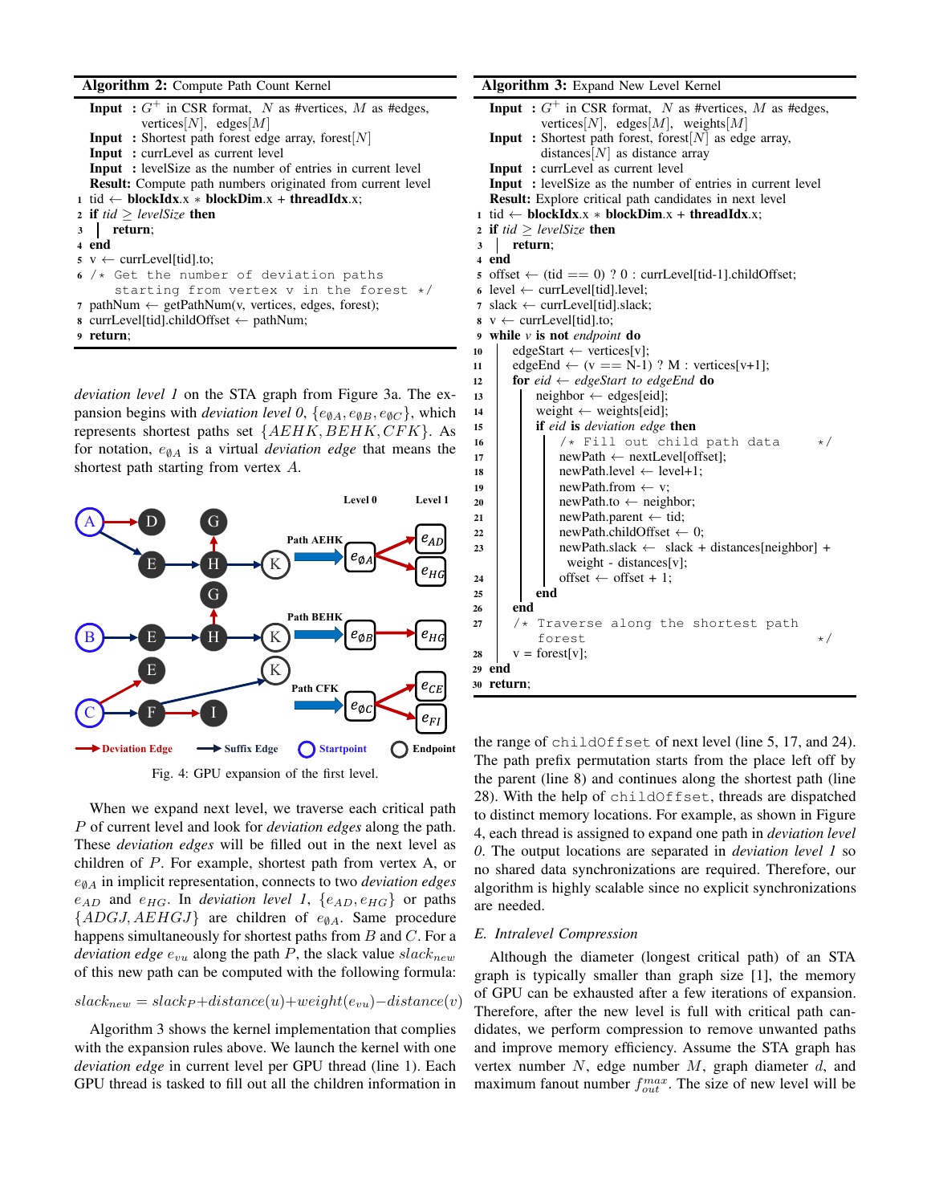**Algorithm 2:** Compute Path Count Kernel

```
Input  : G+ in CSR format, N as #vertices, M as #edges,
         vertices[N], edges[M]
Input  : Shortest path forest edge array, forest[N]
Input  : currLevel as current level
Input  : levelSize as the number of entries in current level
Result: Compute path numbers originated from current level
1 tid ← blockIdx.x ∗ blockDim.x + threadIdx.x;
2 if tid ≥ levelSize then
3 |   return;
4 end
5 v ← currLevel[tid].to;
6 /* Get the number of deviation paths
     starting from vertex v in the forest */
7 pathNum ← getPathNum(v, vertices, edges, forest);
8 currLevel[tid].childOffset ← pathNum;
9 return;
```

*deviation level 1* on the STA graph from Figure 3a. The expansion begins with *deviation level 0*, $\{e_{\emptyset A}, e_{\emptyset B}, e_{\emptyset C}\}$, which represents shortest paths set $\{AEHK, BEHK, CFK\}$. As for notation, $e_{\emptyset A}$ is a virtual *deviation edge* that means the shortest path starting from vertex $A$.

Level 0
Level 1
Path AEHK
Path BEHK
Path CFK
Deviation Edge
Suffix Edge
Startpoint
Endpoint

Fig. 4: GPU expansion of the first level.

When we expand next level, we traverse each critical path $P$ of current level and look for *deviation edges* along the path. These *deviation edges* will be filled out in the next level as children of $P$. For example, shortest path from vertex A, or $e_{\emptyset A}$ in implicit representation, corresponds to two *deviation edges* $e_{AD}$ and $e_{HG}$. In *deviation level 1*, $\{e_{AD}, e_{HG}\}$ or paths $\{ADGJ, AEHGJ\}$ are children of $e_{\emptyset A}$. Same procedure happens simultaneously for shortest paths from $B$ and $C$. For a *deviation edge* $e_{vu}$ along the path $P$, the slack value $slack_{new}$ of this new path can be computed with the following formula:

$$slack_{new} = slack_P + distance(u) + weight(e_{vu}) - distance(v)$$

Algorithm 3 shows the kernel implementation that complies with the expansion rules above. We launch the kernel with one *deviation edge* in current level per GPU thread (line 1). Each GPU thread is tasked to fill out all the children information in

**Algorithm 3:** Expand New Level Kernel

```
Input  : G+ in CSR format, N as #vertices, M as #edges,
         vertices[N], edges[M], weights[M]
Input  : Shortest path forest, forest[N] as edge array,
         distances[N] as distance array
Input  : currLevel as current level
Input  : levelSize as the number of entries in current level
Result: Explore critical path candidates in next level
1  tid ← blockIdx.x ∗ blockDim.x + threadIdx.x;
2  if tid ≥ levelSize then
3  |   return;
4  end
5  offset ← (tid == 0) ? 0 : currLevel[tid-1].childOffset;
6  level ← currLevel[tid].level;
7  slack ← currLevel[tid].slack;
8  v ← currLevel[tid].to;
9  while v is not endpoint do
10     edgeStart ← vertices[v];
11     edgeEnd ← (v == N-1) ? M : vertices[v+1];
12     for eid ← edgeStart to edgeEnd do
13         neighbor ← edges[eid];
14         weight ← weights[eid];
15         if eid is deviation edge then
16             /* Fill out child path data    */
17             newPath ← nextLevel[offset];
18             newPath.level ← level+1;
19             newPath.from ← v;
20             newPath.to ← neighbor;
21             newPath.parent ← tid;
22             newPath.childOffset ← 0;
23             newPath.slack ← slack + distances[neighbor] +
                weight - distances[v];
24             offset ← offset + 1;
25         end
26     end
27     /* Traverse along the shortest path
          forest                            */
28     v = forest[v];
29 end
30 return;
```

the range of `childOffset` of next level (line 5, 17, and 24). The path prefix permutation starts from the place left off by the parent (line 8) and continues along the shortest path (line 28). With the help of `childOffset`, threads are dispatched to distinct memory locations. For example, as shown in Figure 4, each thread is assigned to expand one path in *deviation level 0*. The output locations are separated in *deviation level 1* so no shared data synchronizations are required. Therefore, our algorithm is highly scalable since no explicit synchronizations are needed.

### *E. Intralevel Compression*

Although the diameter (longest critical path) of an STA graph is typically smaller than graph size [1], the memory of GPU can be exhausted after a few iterations of expansion. Therefore, after the new level is full with critical path candidates, we perform compression to remove unwanted paths and improve memory efficiency. Assume the STA graph has vertex number $N$, edge number $M$, graph diameter $d$, and maximum fanout number $f_{out}^{max}$. The size of new level will be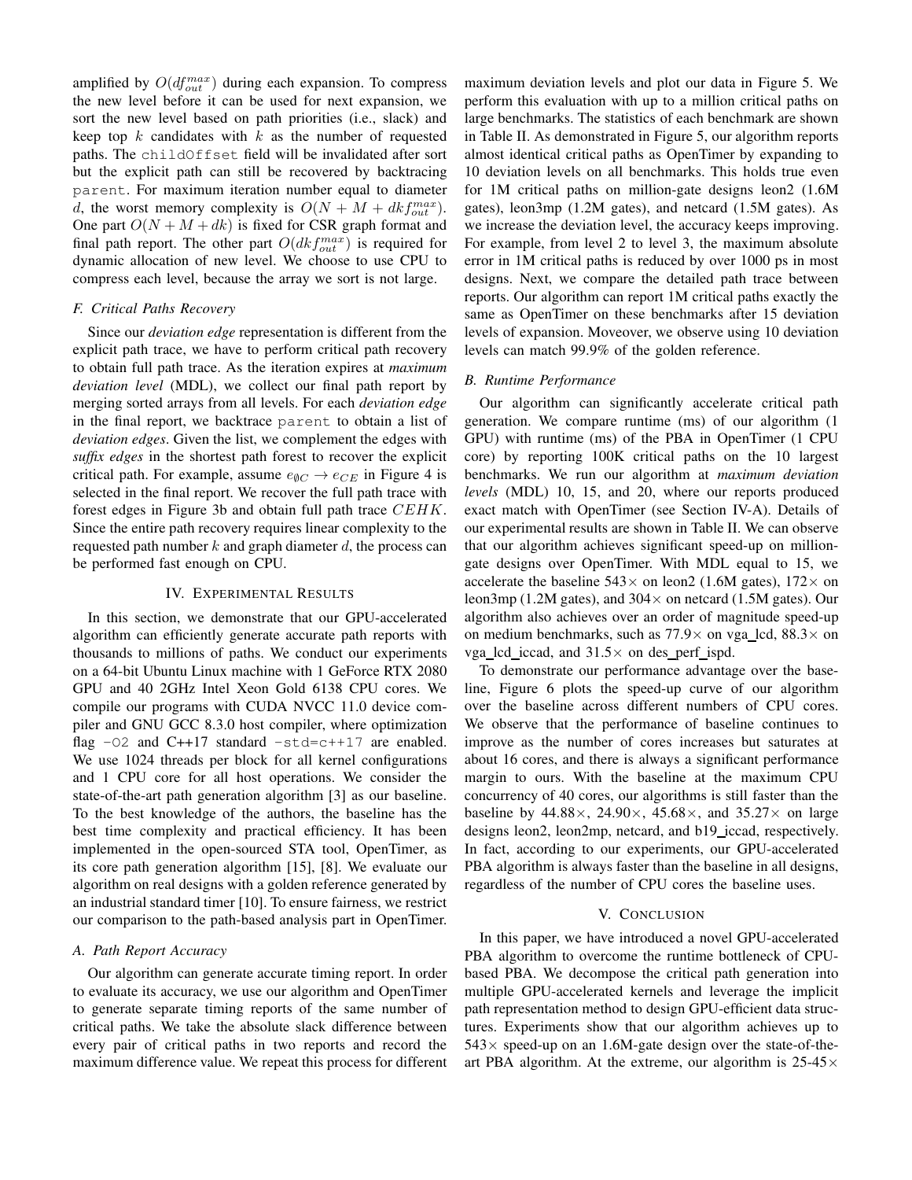amplified by $O(df_{out}^{max})$ during each expansion. To compress the new level before it can be used for next expansion, we sort the new level based on path priorities (i.e., slack) and keep top $k$ candidates with $k$ as the number of requested paths. The `childOffset` field will be invalidated after sort but the explicit path can still be recovered by backtracing `parent`. For maximum iteration number equal to diameter $d$, the worst memory complexity is $O(N + M + dkf_{out}^{max})$. One part $O(N + M + dk)$ is fixed for CSR graph format and final path report. The other part $O(dkf_{out}^{max})$ is required for dynamic allocation of new level. We choose to use CPU to compress each level, because the array we sort is not large.

### F. Critical Paths Recovery

Since our *deviation edge* representation is different from the explicit path trace, we have to perform critical path recovery to obtain full path trace. As the iteration expires at *maximum deviation level* (MDL), we collect our final path report by merging sorted arrays from all levels. For each *deviation edge* in the final report, we backtrace `parent` to obtain a list of *deviation edges*. Given the list, we complement the edges with *suffix edges* in the shortest path forest to recover the explicit critical path. For example, assume $e_{\emptyset C} \rightarrow e_{CE}$ in Figure 4 is selected in the final report. We recover the full path trace with forest edges in Figure 3b and obtain full path trace $CEHK$. Since the entire path recovery requires linear complexity to the requested path number $k$ and graph diameter $d$, the process can be performed fast enough on CPU.

## IV. Experimental Results

In this section, we demonstrate that our GPU-accelerated algorithm can efficiently generate accurate path reports with thousands to millions of paths. We conduct our experiments on a 64-bit Ubuntu Linux machine with 1 GeForce RTX 2080 GPU and 40 2GHz Intel Xeon Gold 6138 CPU cores. We compile our programs with CUDA NVCC 11.0 device compiler and GNU GCC 8.3.0 host compiler, where optimization flag `-O2` and C++17 standard `-std=c++17` are enabled. We use 1024 threads per block for all kernel configurations and 1 CPU core for all host operations. We consider the state-of-the-art path generation algorithm [3] as our baseline. To the best knowledge of the authors, the baseline has the best time complexity and practical efficiency. It has been implemented in the open-sourced STA tool, OpenTimer, as its core path generation algorithm [15], [8]. We evaluate our algorithm on real designs with a golden reference generated by an industrial standard timer [10]. To ensure fairness, we restrict our comparison to the path-based analysis part in OpenTimer.

### A. Path Report Accuracy

Our algorithm can generate accurate timing report. In order to evaluate its accuracy, we use our algorithm and OpenTimer to generate separate timing reports of the same number of critical paths. We take the absolute slack difference between every pair of critical paths in two reports and record the maximum difference value. We repeat this process for different maximum deviation levels and plot our data in Figure 5. We perform this evaluation with up to a million critical paths on large benchmarks. The statistics of each benchmark are shown in Table II. As demonstrated in Figure 5, our algorithm reports almost identical critical paths as OpenTimer by expanding to 10 deviation levels on all benchmarks. This holds true even for 1M critical paths on million-gate designs leon2 (1.6M gates), leon3mp (1.2M gates), and netcard (1.5M gates). As we increase the deviation level, the accuracy keeps improving. For example, from level 2 to level 3, the maximum absolute error in 1M critical paths is reduced by over 1000 ps in most designs. Next, we compare the detailed path trace between reports. Our algorithm can report 1M critical paths exactly the same as OpenTimer on these benchmarks after 15 deviation levels of expansion. Moveover, we observe using 10 deviation levels can match 99.9% of the golden reference.

### B. Runtime Performance

Our algorithm can significantly accelerate critical path generation. We compare runtime (ms) of our algorithm (1 GPU) with runtime (ms) of the PBA in OpenTimer (1 CPU core) by reporting 100K critical paths on the 10 largest benchmarks. We run our algorithm at *maximum deviation levels* (MDL) 10, 15, and 20, where our reports produced exact match with OpenTimer (see Section IV-A). Details of our experimental results are shown in Table II. We can observe that our algorithm achieves significant speed-up on million-gate designs over OpenTimer. With MDL equal to 15, we accelerate the baseline 543× on leon2 (1.6M gates), 172× on leon3mp (1.2M gates), and 304× on netcard (1.5M gates). Our algorithm also achieves over an order of magnitude speed-up on medium benchmarks, such as 77.9× on vga_lcd, 88.3× on vga_lcd_iccad, and 31.5× on des_perf_ispd.

To demonstrate our performance advantage over the baseline, Figure 6 plots the speed-up curve of our algorithm over the baseline across different numbers of CPU cores. We observe that the performance of baseline continues to improve as the number of cores increases but saturates at about 16 cores, and there is always a significant performance margin to ours. With the baseline at the maximum CPU concurrency of 40 cores, our algorithms is still faster than the baseline by 44.88×, 24.90×, 45.68×, and 35.27× on large designs leon2, leon2mp, netcard, and b19_iccad, respectively. In fact, according to our experiments, our GPU-accelerated PBA algorithm is always faster than the baseline in all designs, regardless of the number of CPU cores the baseline uses.

## V. Conclusion

In this paper, we have introduced a novel GPU-accelerated PBA algorithm to overcome the runtime bottleneck of CPU-based PBA. We decompose the critical path generation into multiple GPU-accelerated kernels and leverage the implicit path representation method to design GPU-efficient data structures. Experiments show that our algorithm achieves up to 543× speed-up on an 1.6M-gate design over the state-of-the-art PBA algorithm. At the extreme, our algorithm is 25-45×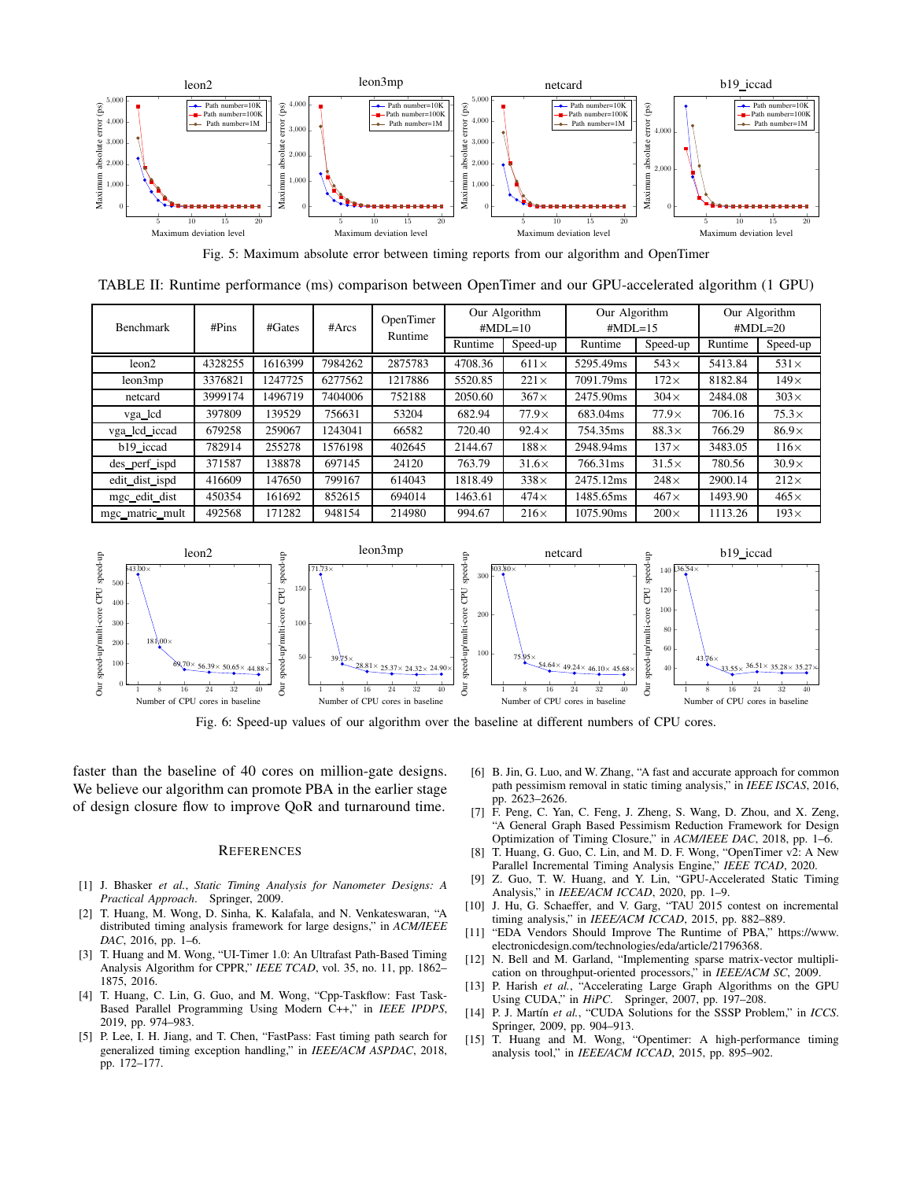leon2

Maximum absolute error (ps)

5,000
4,000
3,000
2,000
1,000
0

5 10 15 20

Maximum deviation level

Path number=10K
Path number=100K
Path number=1M

leon3mp

Maximum absolute error (ps)

4,000
3,000
2,000
1,000
0

5 10 15 20

Maximum deviation level

Path number=10K
Path number=100K
Path number=1M

netcard

Maximum absolute error (ps)

5,000
4,000
3,000
2,000
1,000
0

5 10 15 20

Maximum deviation level

Path number=10K
Path number=100K
Path number=1M

b19_iccad

Maximum absolute error (ps)

4,000
2,000
0

5 10 15 20

Maximum deviation level

Path number=10K
Path number=100K
Path number=1M

Fig. 5: Maximum absolute error between timing reports from our algorithm and OpenTimer

TABLE II: Runtime performance (ms) comparison between OpenTimer and our GPU-accelerated algorithm (1 GPU)

| Benchmark | #Pins | #Gates | #Arcs | OpenTimer Runtime | Our Algorithm #MDL=10 | | Our Algorithm #MDL=15 | | Our Algorithm #MDL=20 | |
|---|---|---|---|---|---|---|---|---|---|---|
| | | | | | Runtime | Speed-up | Runtime | Speed-up | Runtime | Speed-up |
| leon2 | 4328255 | 1616399 | 7984262 | 2875783 | 4708.36 | 611× | 5295.49ms | 543× | 5413.84 | 531× |
| leon3mp | 3376821 | 1247725 | 6277562 | 1217886 | 5520.85 | 221× | 7091.79ms | 172× | 8182.84 | 149× |
| netcard | 3999174 | 1496719 | 7404006 | 752188 | 2050.60 | 367× | 2475.90ms | 304× | 2484.08 | 303× |
| vga_lcd | 397809 | 139529 | 756631 | 53204 | 682.94 | 77.9× | 683.04ms | 77.9× | 706.16 | 75.3× |
| vga_lcd_iccad | 679258 | 259067 | 1243041 | 66582 | 720.40 | 92.4× | 754.35ms | 88.3× | 766.29 | 86.9× |
| b19_iccad | 782914 | 255278 | 1576198 | 402645 | 2144.67 | 188× | 2948.94ms | 137× | 3483.05 | 116× |
| des_perf_ispd | 371587 | 138878 | 697145 | 24120 | 763.79 | 31.6× | 766.31ms | 31.5× | 780.56 | 30.9× |
| edit_dist_ispd | 416609 | 147650 | 799167 | 614043 | 1818.49 | 338× | 2475.12ms | 248× | 2900.14 | 212× |
| mgc_edit_dist | 450354 | 161692 | 852615 | 694014 | 1463.61 | 474× | 1485.65ms | 467× | 1493.90 | 465× |
| mgc_matric_mult | 492568 | 171282 | 948154 | 214980 | 994.67 | 216× | 1075.90ms | 200× | 1113.26 | 193× |

leon2

Our speed-up/multi-core CPU speed-up

543.00×
181.00×
69.70× 56.39× 50.65× 44.88×

0 100 200 300 400 500

1 8 16 24 32 40

Number of CPU cores in baseline

leon3mp

Our speed-up/multi-core CPU speed-up

171.73×
39.75×
28.81× 25.37× 24.32× 24.90×

50 100 150

1 8 16 24 32 40

Number of CPU cores in baseline

netcard

Our speed-up/multi-core CPU speed-up

303.80×
75.95×
54.64× 49.24× 46.10× 45.68×

100 200 300

1 8 16 24 32 40

Number of CPU cores in baseline

b19_iccad

Our speed-up/multi-core CPU speed-up

136.54×
43.76×
33.55× 36.51× 35.28× 35.27×

40 60 80 100 120 140

1 8 16 24 32 40

Number of CPU cores in baseline

Fig. 6: Speed-up values of our algorithm over the baseline at different numbers of CPU cores.

faster than the baseline of 40 cores on million-gate designs. We believe our algorithm can promote PBA in the earlier stage of design closure flow to improve QoR and turnaround time.

## References

[1] J. Bhasker *et al.*, *Static Timing Analysis for Nanometer Designs: A Practical Approach*. Springer, 2009.

[2] T. Huang, M. Wong, D. Sinha, K. Kalafala, and N. Venkateswaran, "A distributed timing analysis framework for large designs," in *ACM/IEEE DAC*, 2016, pp. 1–6.

[3] T. Huang and M. Wong, "UI-Timer 1.0: An Ultrafast Path-Based Timing Analysis Algorithm for CPPR," *IEEE TCAD*, vol. 35, no. 11, pp. 1862–1875, 2016.

[4] T. Huang, C. Lin, G. Guo, and M. Wong, "Cpp-Taskflow: Fast Task-Based Parallel Programming Using Modern C++," in *IEEE IPDPS*, 2019, pp. 974–983.

[5] P. Lee, I. H. Jiang, and T. Chen, "FastPass: Fast timing path search for generalized timing exception handling," in *IEEE/ACM ASPDAC*, 2018, pp. 172–177.

[6] B. Jin, G. Luo, and W. Zhang, "A fast and accurate approach for common path pessimism removal in static timing analysis," in *IEEE ISCAS*, 2016, pp. 2623–2626.

[7] F. Peng, C. Yan, C. Feng, J. Zheng, S. Wang, D. Zhou, and X. Zeng, "A General Graph Based Pessimism Reduction Framework for Design Optimization of Timing Closure," in *ACM/IEEE DAC*, 2018, pp. 1–6.

[8] T. Huang, G. Guo, C. Lin, and M. D. F. Wong, "OpenTimer v2: A New Parallel Incremental Timing Analysis Engine," *IEEE TCAD*, 2020.

[9] Z. Guo, T. W. Huang, and Y. Lin, "GPU-Accelerated Static Timing Analysis," in *IEEE/ACM ICCAD*, 2020, pp. 1–9.

[10] J. Hu, G. Schaeffer, and V. Garg, "TAU 2015 contest on incremental timing analysis," in *IEEE/ACM ICCAD*, 2015, pp. 882–889.

[11] "EDA Vendors Should Improve The Runtime of PBA," https://www.electronicdesign.com/technologies/eda/article/21796368.

[12] N. Bell and M. Garland, "Implementing sparse matrix-vector multiplication on throughput-oriented processors," in *IEEE/ACM SC*, 2009.

[13] P. Harish *et al.*, "Accelerating Large Graph Algorithms on the GPU Using CUDA," in *HiPC*. Springer, 2007, pp. 197–208.

[14] P. J. Martín *et al.*, "CUDA Solutions for the SSSP Problem," in *ICCS*. Springer, 2009, pp. 904–913.

[15] T. Huang and M. Wong, "Opentimer: A high-performance timing analysis tool," in *IEEE/ACM ICCAD*, 2015, pp. 895–902.